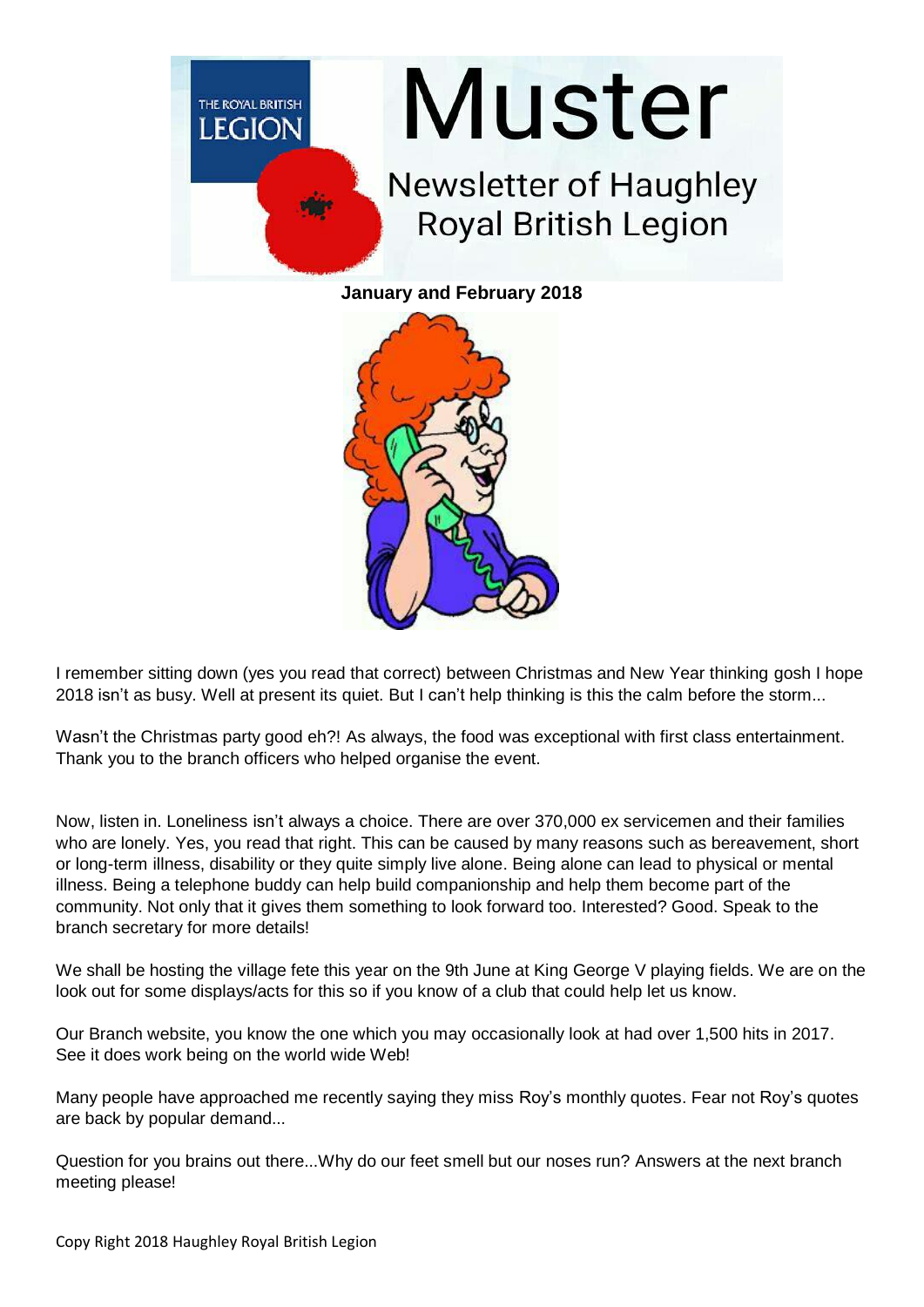# Muster

## Newsletter of Haughley Royal British Legion

**January and February 2018**

I remember sitting down (yes you read that correct) between Christmas and New Year thinking gosh I hope 2018 isn't as busy. Well at present its quiet. But I can't help thinking is this the calm before the storm...

Wasn't the Christmas party good eh?! As always, the food was exceptional with first class entertainment. Thank you to the branch officers who helped organise the event.

Now, listen in. Loneliness isn't always a choice. There are over 370,000 ex servicemen and their families who are lonely. Yes, you read that right. This can be caused by many reasons such as bereavement, short or long-term illness, disability or they quite simply live alone. Being alone can lead to physical or mental illness. Being a telephone buddy can help build companionship and help them become part of the community. Not only that it gives them something to look forward too. Interested? Good. Speak to the branch secretary for more details!

We shall be hosting the village fete this year on the 9th June at King George V playing fields. We are on the look out for some displays/acts for this so if you know of a club that could help let us know.

Our Branch website, you know the one which you may occasionally look at had over 1,500 hits in 2017. See it does work being on the world wide Web!

Many people have approached me recently saying they miss Roy's monthly quotes. Fear not Roy's quotes are back by popular demand...

Question for you brains out there...Why do our feet smell but our noses run? Answers at the next branch meeting please!

Copy Right 2018 Haughley Royal British Legion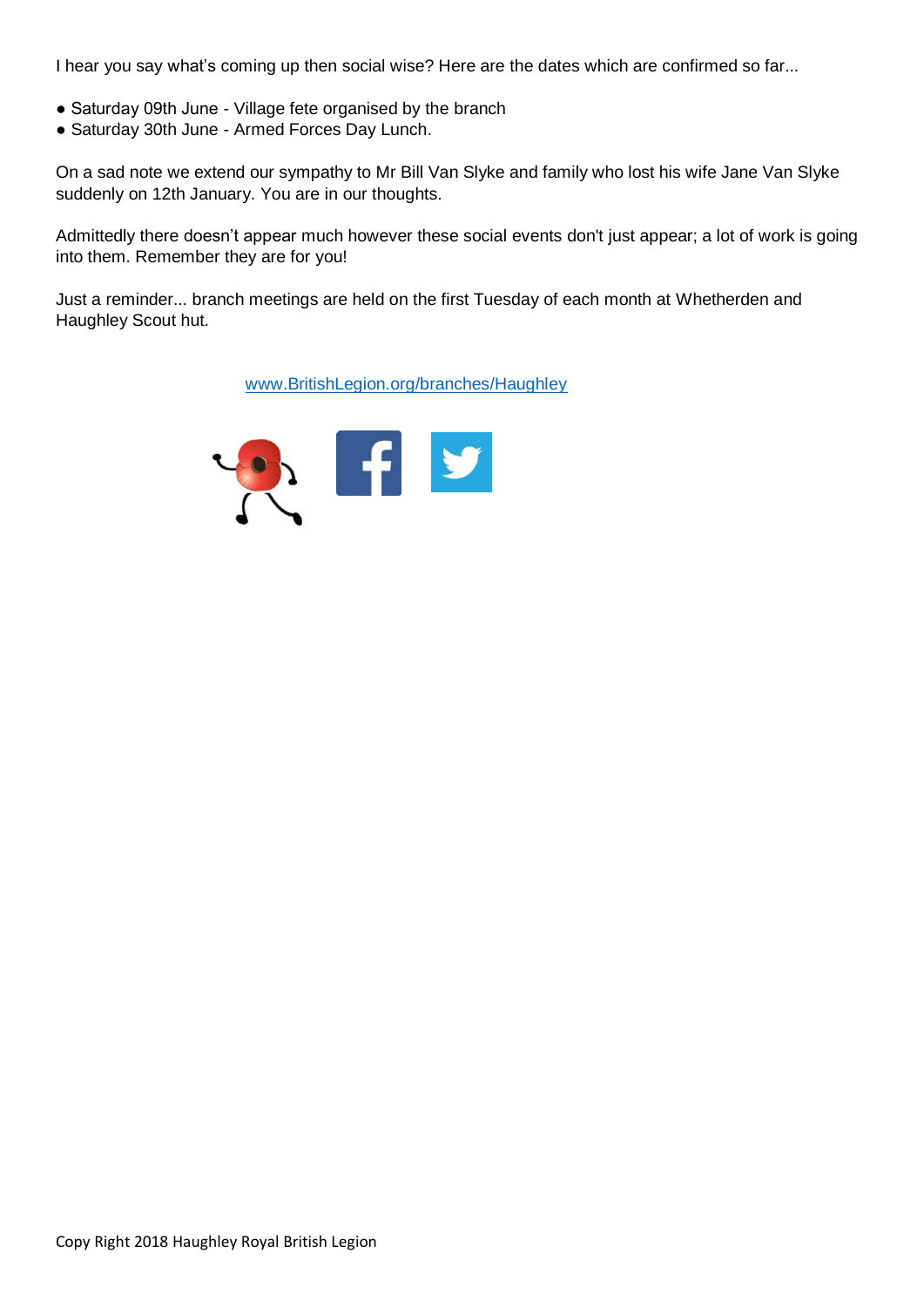I hear you say what's coming up then social wise? Here are the dates which are confirmed so far...

- Saturday 09th June - Village fete organised by the branch
- Saturday 30th June - Armed Forces Day Lunch.

On a sad note we extend our sympathy to Mr Bill Van Slyke and family who lost his wife Jane Van Slyke suddenly on 12th January. You are in our thoughts.

Admittedly there doesn't appear much however these social events don't just appear; a lot of work is going into them. Remember they are for you!

Just a reminder... branch meetings are held on the first Tuesday of each month at Whetherden and Haughley Scout hut.

www.BritishLegion.org/branches/Haughley

Copy Right 2018 Haughley Royal British Legion